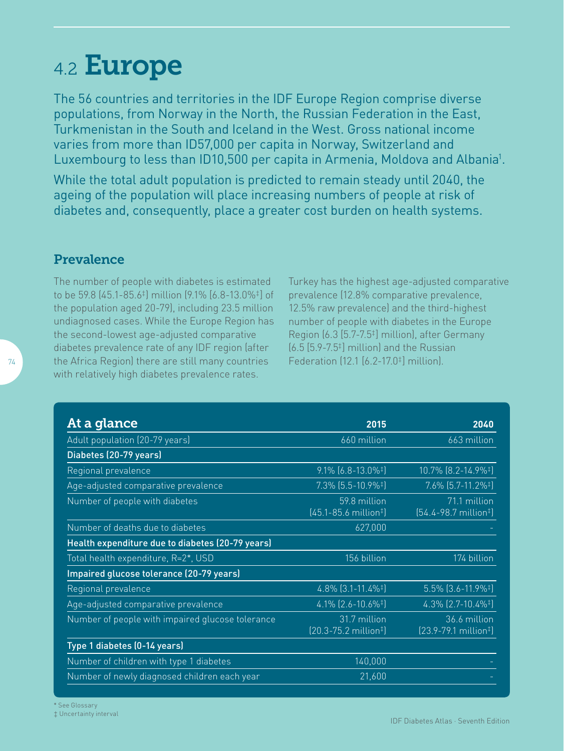# 4.2 Europe

The 56 countries and territories in the IDF Europe Region comprise diverse populations, from Norway in the North, the Russian Federation in the East, Turkmenistan in the South and Iceland in the West. Gross national income varies from more than ID57,000 per capita in Norway, Switzerland and Luxembourg to less than ID10,500 per capita in Armenia, Moldova and Albania[1].

While the total adult population is predicted to remain steady until 2040, the ageing of the population will place increasing numbers of people at risk of diabetes and, consequently, place a greater cost burden on health systems.

## Prevalence

The number of people with diabetes is estimated to be 59.8 (45.1-85.6‡) million (9.1% (6.8-13.0%‡) of the population aged 20-79), including 23.5 million undiagnosed cases. While the Europe Region has the second-lowest age-adjusted comparative diabetes prevalence rate of any IDF region (after the Africa Region) there are still many countries with relatively high diabetes prevalence rates.

Turkey has the highest age-adjusted comparative prevalence (12.8% comparative prevalence, 12.5% raw prevalence) and the third-highest number of people with diabetes in the Europe Region (6.3 (5.7-7.5‡) million), after Germany (6.5 (5.9-7.5‡) million) and the Russian Federation (12.1 (6.2-17.0‡) million).

| At a glance | 2015 | 2040 |
| --- | --- | --- |
| Adult population (20-79 years) | 660 million | 663 million |
| **Diabetes (20-79 years)** | | |
| Regional prevalence | 9.1% (6.8-13.0%‡) | 10.7% (8.2-14.9%‡) |
| Age-adjusted comparative prevalence | 7.3% (5.5-10.9%‡) | 7.6% (5.7-11.2%‡) |
| Number of people with diabetes | 59.8 million (45.1-85.6 million‡) | 71.1 million (54.4-98.7 million‡) |
| Number of deaths due to diabetes | 627,000 | - |
| **Health expenditure due to diabetes (20-79 years)** | | |
| Total health expenditure, R=2*, USD | 156 billion | 174 billion |
| **Impaired glucose tolerance (20-79 years)** | | |
| Regional prevalence | 4.8% (3.1-11.4%‡) | 5.5% (3.6-11.9%‡) |
| Age-adjusted comparative prevalence | 4.1% (2.6-10.6%‡) | 4.3% (2.7-10.4%‡) |
| Number of people with impaired glucose tolerance | 31.7 million (20.3-75.2 million‡) | 36.6 million (23.9-79.1 million‡) |
| **Type 1 diabetes (0-14 years)** | | |
| Number of children with type 1 diabetes | 140,000 | - |
| Number of newly diagnosed children each year | 21,600 | - |

* See Glossary
‡ Uncertainty interval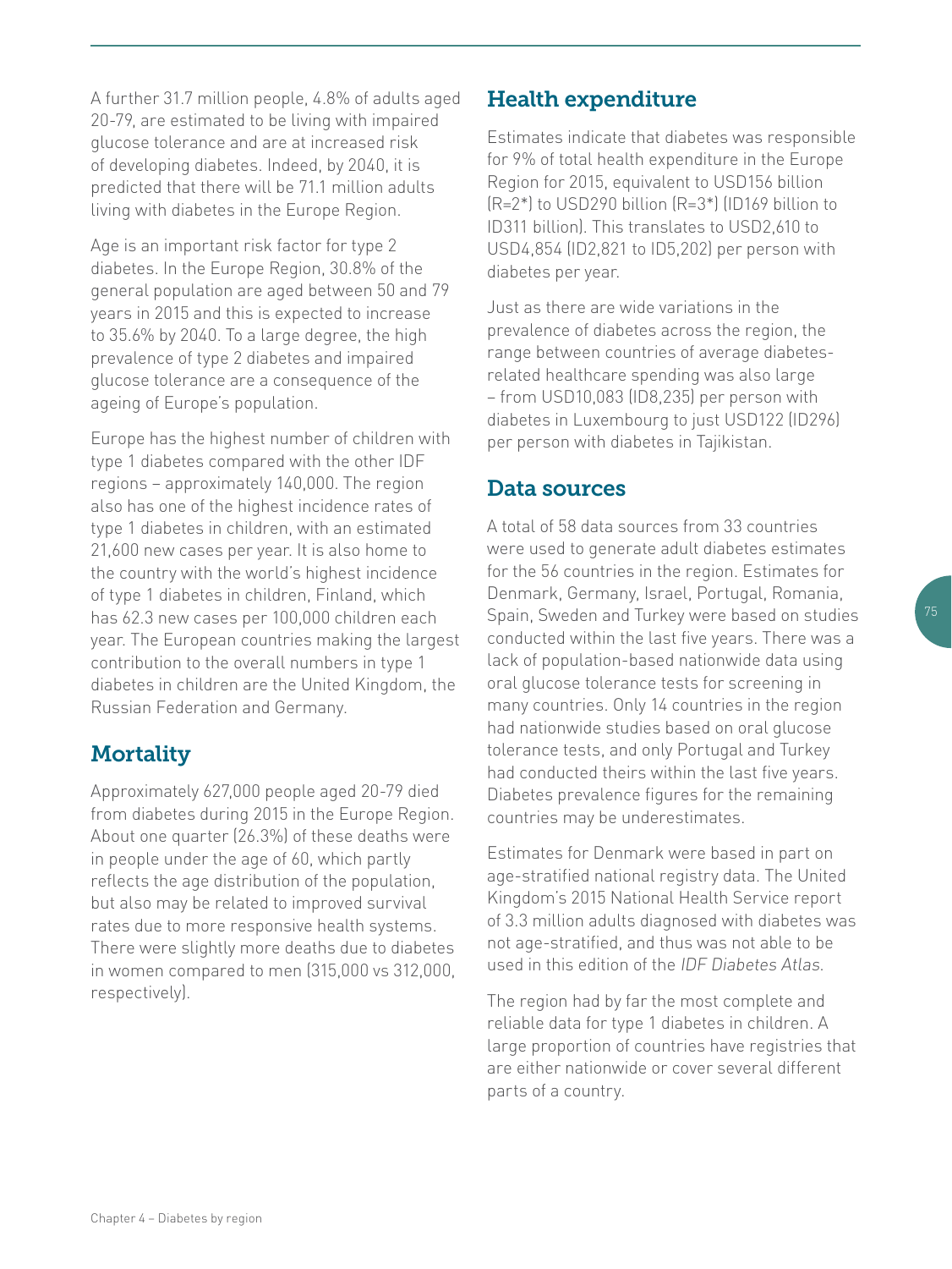A further 31.7 million people, 4.8% of adults aged 20-79, are estimated to be living with impaired glucose tolerance and are at increased risk of developing diabetes. Indeed, by 2040, it is predicted that there will be 71.1 million adults living with diabetes in the Europe Region.

Age is an important risk factor for type 2 diabetes. In the Europe Region, 30.8% of the general population are aged between 50 and 79 years in 2015 and this is expected to increase to 35.6% by 2040. To a large degree, the high prevalence of type 2 diabetes and impaired glucose tolerance are a consequence of the ageing of Europe's population.

Europe has the highest number of children with type 1 diabetes compared with the other IDF regions – approximately 140,000. The region also has one of the highest incidence rates of type 1 diabetes in children, with an estimated 21,600 new cases per year. It is also home to the country with the world's highest incidence of type 1 diabetes in children, Finland, which has 62.3 new cases per 100,000 children each year. The European countries making the largest contribution to the overall numbers in type 1 diabetes in children are the United Kingdom, the Russian Federation and Germany.

## Mortality

Approximately 627,000 people aged 20-79 died from diabetes during 2015 in the Europe Region. About one quarter (26.3%) of these deaths were in people under the age of 60, which partly reflects the age distribution of the population, but also may be related to improved survival rates due to more responsive health systems. There were slightly more deaths due to diabetes in women compared to men (315,000 vs 312,000, respectively).

## Health expenditure

Estimates indicate that diabetes was responsible for 9% of total health expenditure in the Europe Region for 2015, equivalent to USD156 billion (R=2*) to USD290 billion (R=3*) (ID169 billion to ID311 billion). This translates to USD2,610 to USD4,854 (ID2,821 to ID5,202) per person with diabetes per year.

Just as there are wide variations in the prevalence of diabetes across the region, the range between countries of average diabetes-related healthcare spending was also large – from USD10,083 (ID8,235) per person with diabetes in Luxembourg to just USD122 (ID296) per person with diabetes in Tajikistan.

## Data sources

A total of 58 data sources from 33 countries were used to generate adult diabetes estimates for the 56 countries in the region. Estimates for Denmark, Germany, Israel, Portugal, Romania, Spain, Sweden and Turkey were based on studies conducted within the last five years. There was a lack of population-based nationwide data using oral glucose tolerance tests for screening in many countries. Only 14 countries in the region had nationwide studies based on oral glucose tolerance tests, and only Portugal and Turkey had conducted theirs within the last five years. Diabetes prevalence figures for the remaining countries may be underestimates.

Estimates for Denmark were based in part on age-stratified national registry data. The United Kingdom's 2015 National Health Service report of 3.3 million adults diagnosed with diabetes was not age-stratified, and thus was not able to be used in this edition of the *IDF Diabetes Atlas*.

The region had by far the most complete and reliable data for type 1 diabetes in children. A large proportion of countries have registries that are either nationwide or cover several different parts of a country.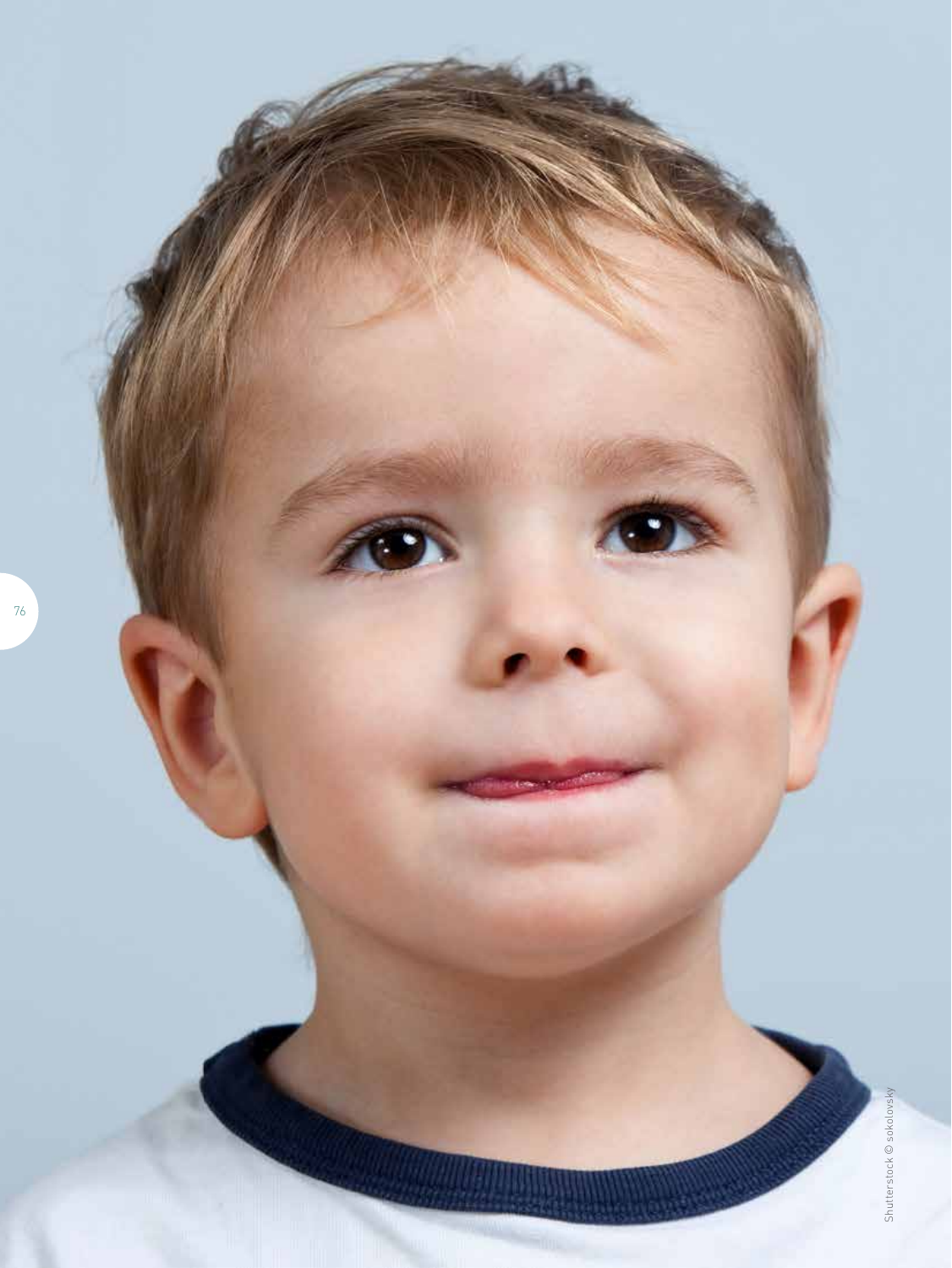Shutterstock © sokolovsky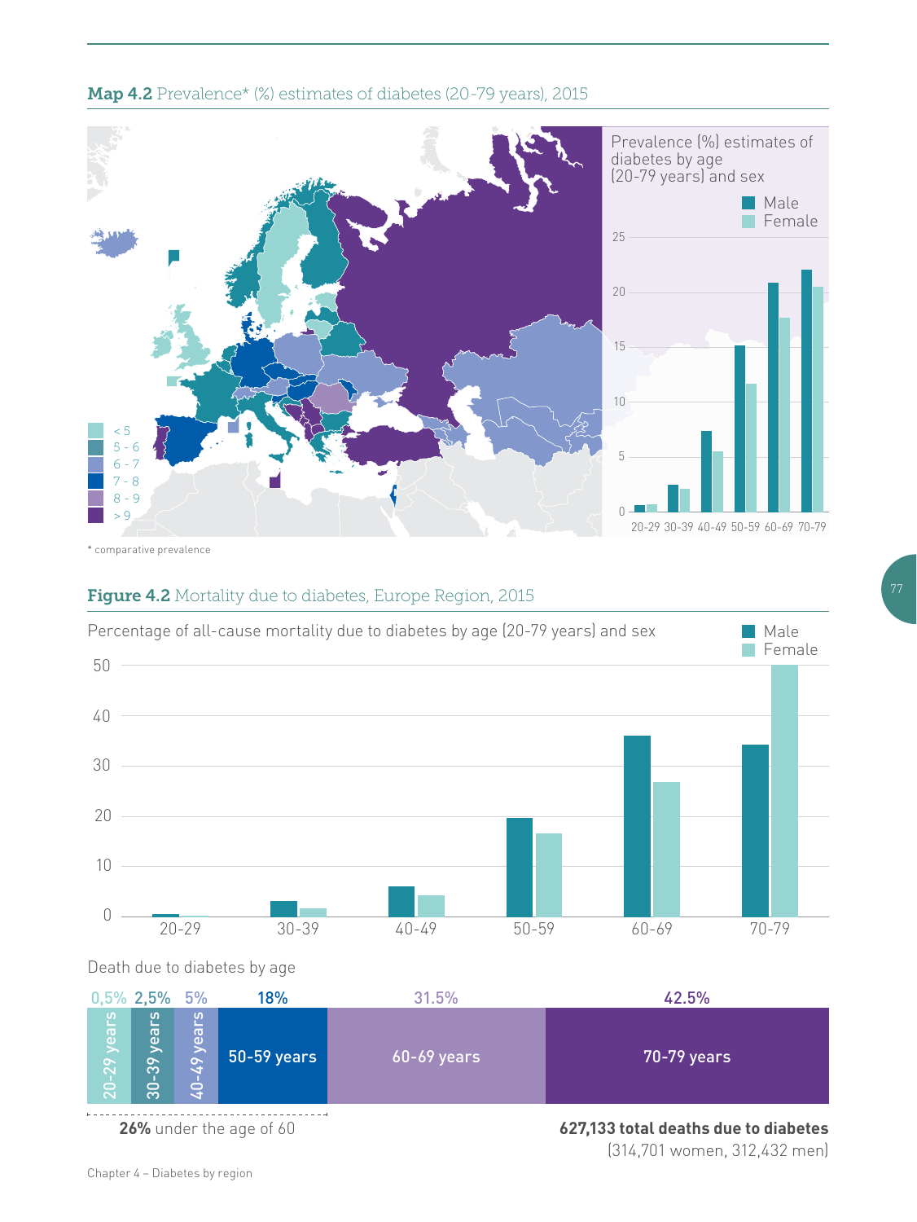**Map 4.2** Prevalence* (%) estimates of diabetes (20-79 years), 2015

< 5
5 - 6
6 - 7
7 - 8
8 - 9
> 9

Prevalence (%) estimates of diabetes by age (20-79 years) and sex

Male
Female

25
20
15
10
5
0

20-29 30-39 40-49 50-59 60-69 70-79

* comparative prevalence

**Figure 4.2** Mortality due to diabetes, Europe Region, 2015

Percentage of all-cause mortality due to diabetes by age (20-79 years) and sex

Male
Female

50
40
30
20
10
0

20-29 30-39 40-49 50-59 60-69 70-79

Death due to diabetes by age

0,5% 20-29 years
2,5% 30-39 years
5% 40-49 years
18% 50-59 years
31.5% 60-69 years
42.5% 70-79 years

**26%** under the age of 60

**627,133 total deaths due to diabetes**
(314,701 women, 312,432 men)